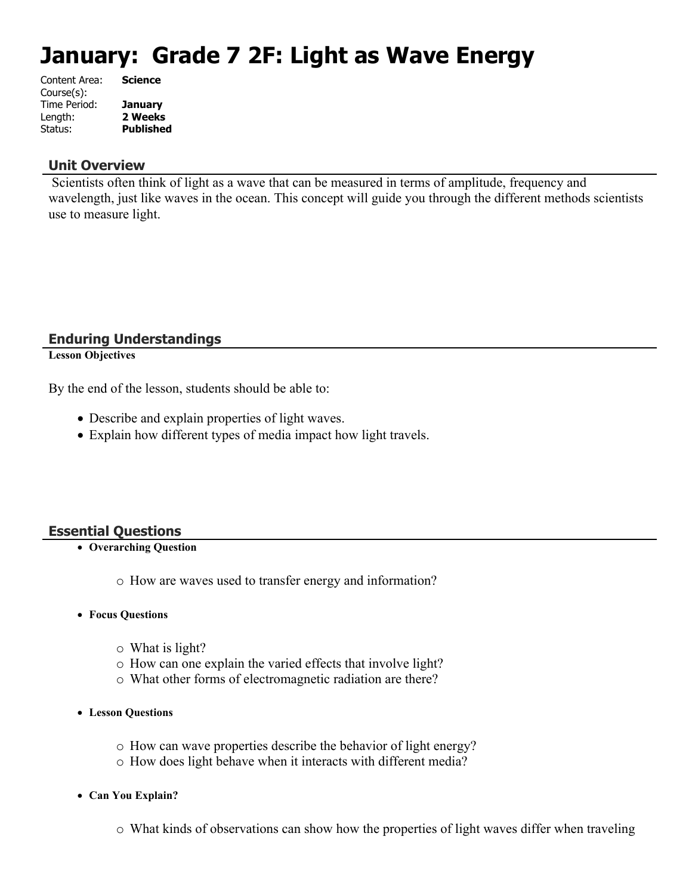# January:  Grade 7 2F: Light as Wave Energy

Content Area: **Science**
Course(s):
Time Period: **January**
Length: **2 Weeks**
Status: **Published**

## Unit Overview

Scientists often think of light as a wave that can be measured in terms of amplitude, frequency and wavelength, just like waves in the ocean. This concept will guide you through the different methods scientists use to measure light.

## Enduring Understandings

**Lesson Objectives**

By the end of the lesson, students should be able to:

- Describe and explain properties of light waves.
- Explain how different types of media impact how light travels.

## Essential Questions

- **Overarching Question**
  - How are waves used to transfer energy and information?
- **Focus Questions**
  - What is light?
  - How can one explain the varied effects that involve light?
  - What other forms of electromagnetic radiation are there?
- **Lesson Questions**
  - How can wave properties describe the behavior of light energy?
  - How does light behave when it interacts with different media?
- **Can You Explain?**
  - What kinds of observations can show how the properties of light waves differ when traveling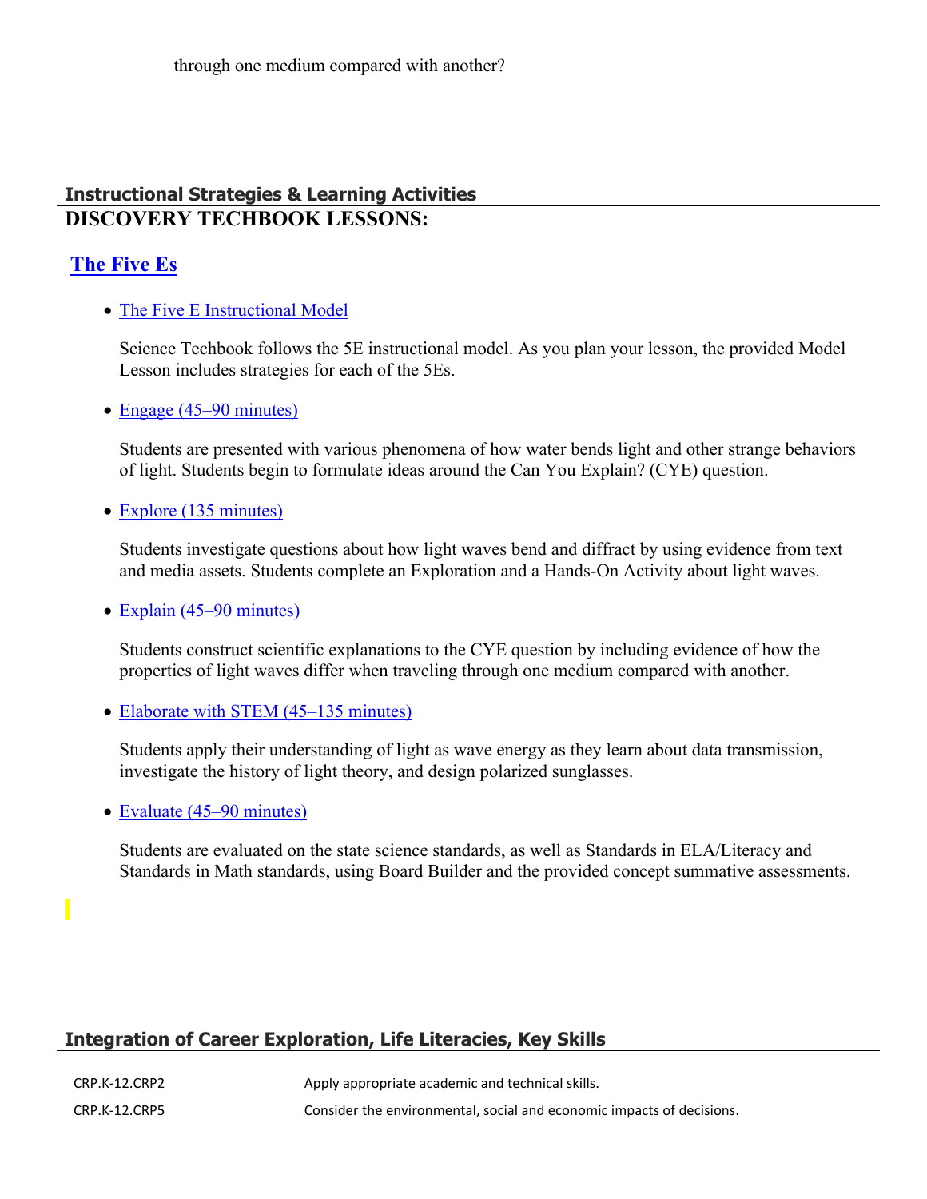through one medium compared with another?

## Instructional Strategies & Learning Activities

## DISCOVERY TECHBOOK LESSONS:

### The Five Es

- The Five E Instructional Model

  Science Techbook follows the 5E instructional model. As you plan your lesson, the provided Model Lesson includes strategies for each of the 5Es.

- Engage (45–90 minutes)

  Students are presented with various phenomena of how water bends light and other strange behaviors of light. Students begin to formulate ideas around the Can You Explain? (CYE) question.

- Explore (135 minutes)

  Students investigate questions about how light waves bend and diffract by using evidence from text and media assets. Students complete an Exploration and a Hands-On Activity about light waves.

- Explain (45–90 minutes)

  Students construct scientific explanations to the CYE question by including evidence of how the properties of light waves differ when traveling through one medium compared with another.

- Elaborate with STEM (45–135 minutes)

  Students apply their understanding of light as wave energy as they learn about data transmission, investigate the history of light theory, and design polarized sunglasses.

- Evaluate (45–90 minutes)

  Students are evaluated on the state science standards, as well as Standards in ELA/Literacy and Standards in Math standards, using Board Builder and the provided concept summative assessments.

## Integration of Career Exploration, Life Literacies, Key Skills

| | |
|---|---|
| CRP.K-12.CRP2 | Apply appropriate academic and technical skills. |
| CRP.K-12.CRP5 | Consider the environmental, social and economic impacts of decisions. |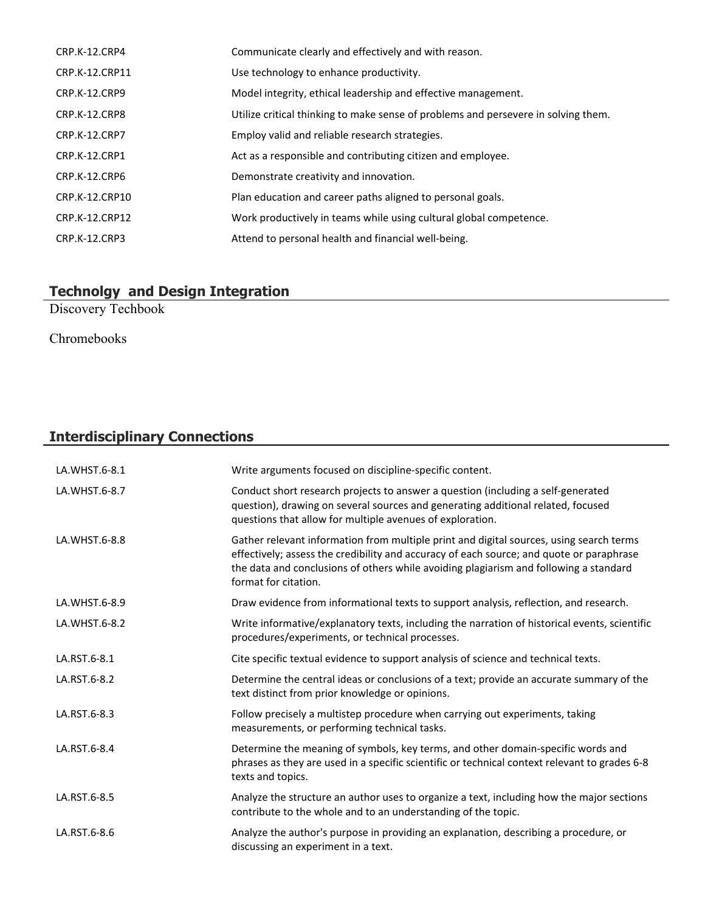| | |
|---|---|
| CRP.K-12.CRP4 | Communicate clearly and effectively and with reason. |
| CRP.K-12.CRP11 | Use technology to enhance productivity. |
| CRP.K-12.CRP9 | Model integrity, ethical leadership and effective management. |
| CRP.K-12.CRP8 | Utilize critical thinking to make sense of problems and persevere in solving them. |
| CRP.K-12.CRP7 | Employ valid and reliable research strategies. |
| CRP.K-12.CRP1 | Act as a responsible and contributing citizen and employee. |
| CRP.K-12.CRP6 | Demonstrate creativity and innovation. |
| CRP.K-12.CRP10 | Plan education and career paths aligned to personal goals. |
| CRP.K-12.CRP12 | Work productively in teams while using cultural global competence. |
| CRP.K-12.CRP3 | Attend to personal health and financial well-being. |

## Technolgy and Design Integration

Discovery Techbook

Chromebooks

## Interdisciplinary Connections

| | |
|---|---|
| LA.WHST.6-8.1 | Write arguments focused on discipline-specific content. |
| LA.WHST.6-8.7 | Conduct short research projects to answer a question (including a self-generated question), drawing on several sources and generating additional related, focused questions that allow for multiple avenues of exploration. |
| LA.WHST.6-8.8 | Gather relevant information from multiple print and digital sources, using search terms effectively; assess the credibility and accuracy of each source; and quote or paraphrase the data and conclusions of others while avoiding plagiarism and following a standard format for citation. |
| LA.WHST.6-8.9 | Draw evidence from informational texts to support analysis, reflection, and research. |
| LA.WHST.6-8.2 | Write informative/explanatory texts, including the narration of historical events, scientific procedures/experiments, or technical processes. |
| LA.RST.6-8.1 | Cite specific textual evidence to support analysis of science and technical texts. |
| LA.RST.6-8.2 | Determine the central ideas or conclusions of a text; provide an accurate summary of the text distinct from prior knowledge or opinions. |
| LA.RST.6-8.3 | Follow precisely a multistep procedure when carrying out experiments, taking measurements, or performing technical tasks. |
| LA.RST.6-8.4 | Determine the meaning of symbols, key terms, and other domain-specific words and phrases as they are used in a specific scientific or technical context relevant to grades 6-8 texts and topics. |
| LA.RST.6-8.5 | Analyze the structure an author uses to organize a text, including how the major sections contribute to the whole and to an understanding of the topic. |
| LA.RST.6-8.6 | Analyze the author's purpose in providing an explanation, describing a procedure, or discussing an experiment in a text. |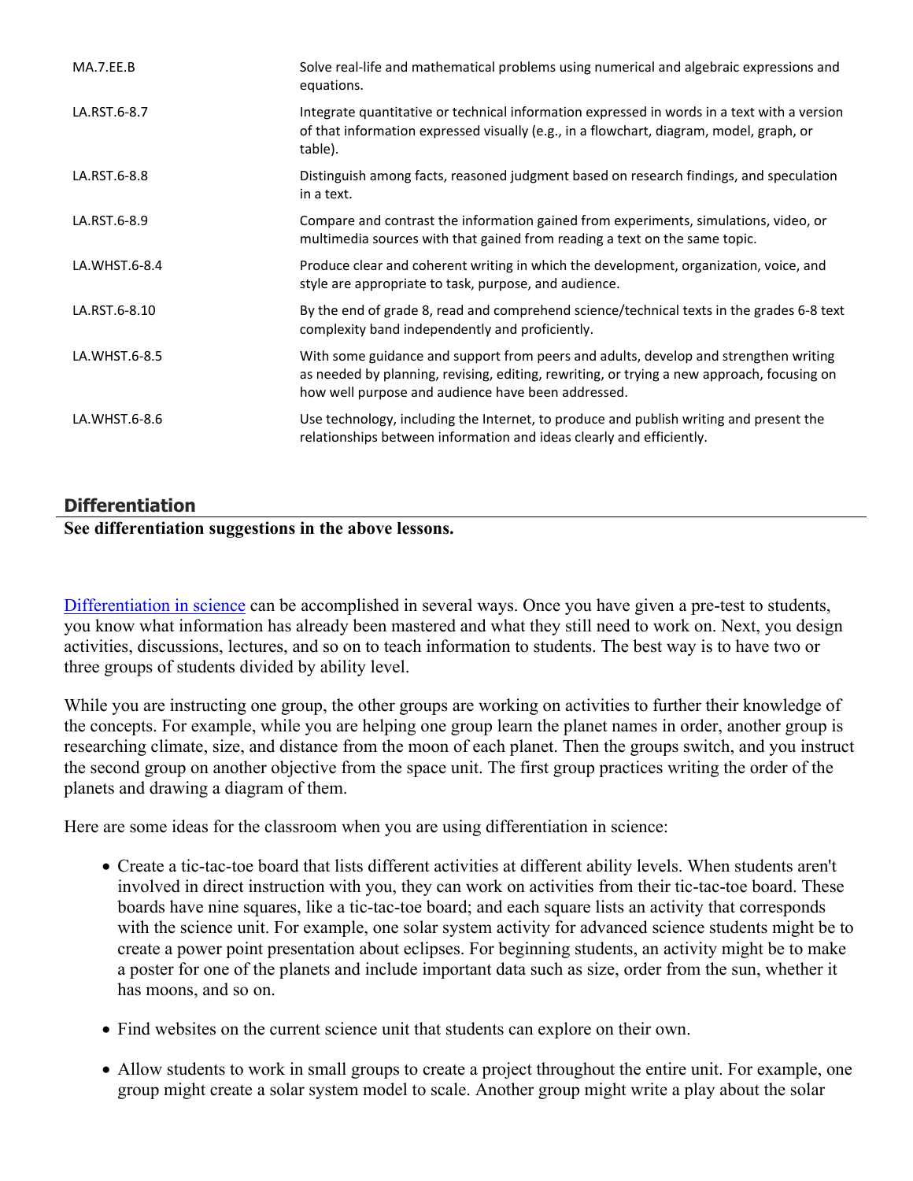| | |
|---|---|
| MA.7.EE.B | Solve real-life and mathematical problems using numerical and algebraic expressions and equations. |
| LA.RST.6-8.7 | Integrate quantitative or technical information expressed in words in a text with a version of that information expressed visually (e.g., in a flowchart, diagram, model, graph, or table). |
| LA.RST.6-8.8 | Distinguish among facts, reasoned judgment based on research findings, and speculation in a text. |
| LA.RST.6-8.9 | Compare and contrast the information gained from experiments, simulations, video, or multimedia sources with that gained from reading a text on the same topic. |
| LA.WHST.6-8.4 | Produce clear and coherent writing in which the development, organization, voice, and style are appropriate to task, purpose, and audience. |
| LA.RST.6-8.10 | By the end of grade 8, read and comprehend science/technical texts in the grades 6-8 text complexity band independently and proficiently. |
| LA.WHST.6-8.5 | With some guidance and support from peers and adults, develop and strengthen writing as needed by planning, revising, editing, rewriting, or trying a new approach, focusing on how well purpose and audience have been addressed. |
| LA.WHST.6-8.6 | Use technology, including the Internet, to produce and publish writing and present the relationships between information and ideas clearly and efficiently. |

## Differentiation

**See differentiation suggestions in the above lessons.**

Differentiation in science can be accomplished in several ways. Once you have given a pre-test to students, you know what information has already been mastered and what they still need to work on. Next, you design activities, discussions, lectures, and so on to teach information to students. The best way is to have two or three groups of students divided by ability level.

While you are instructing one group, the other groups are working on activities to further their knowledge of the concepts. For example, while you are helping one group learn the planet names in order, another group is researching climate, size, and distance from the moon of each planet. Then the groups switch, and you instruct the second group on another objective from the space unit. The first group practices writing the order of the planets and drawing a diagram of them.

Here are some ideas for the classroom when you are using differentiation in science:

- Create a tic-tac-toe board that lists different activities at different ability levels. When students aren't involved in direct instruction with you, they can work on activities from their tic-tac-toe board. These boards have nine squares, like a tic-tac-toe board; and each square lists an activity that corresponds with the science unit. For example, one solar system activity for advanced science students might be to create a power point presentation about eclipses. For beginning students, an activity might be to make a poster for one of the planets and include important data such as size, order from the sun, whether it has moons, and so on.
- Find websites on the current science unit that students can explore on their own.
- Allow students to work in small groups to create a project throughout the entire unit. For example, one group might create a solar system model to scale. Another group might write a play about the solar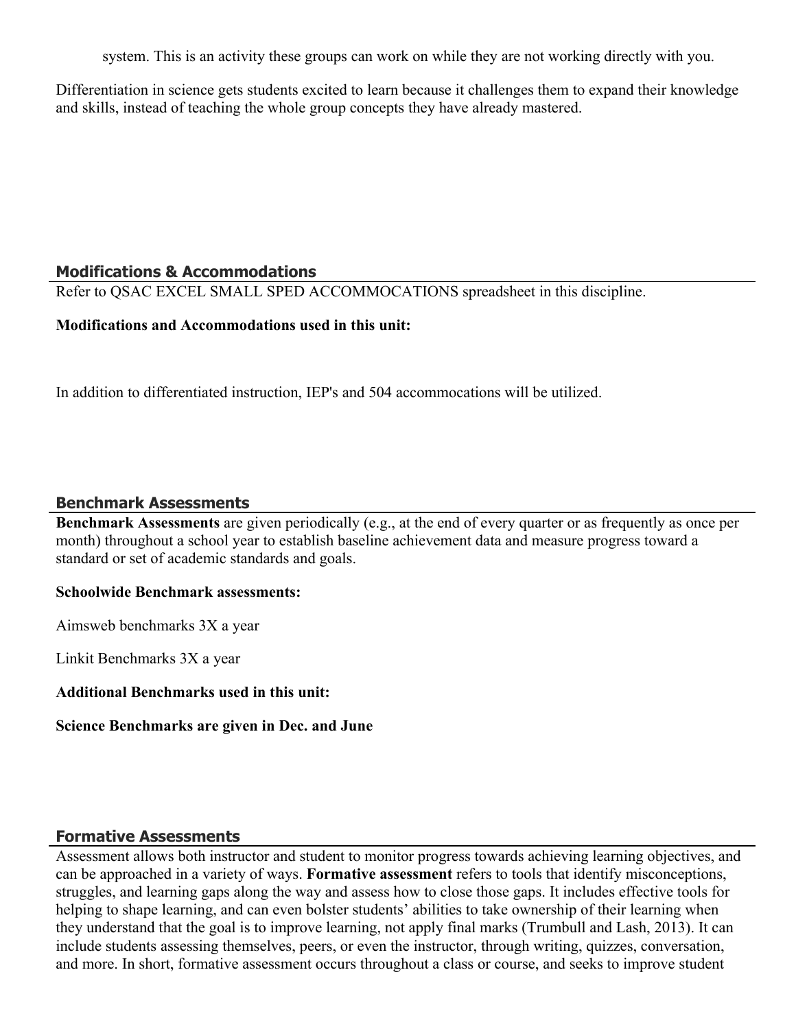system. This is an activity these groups can work on while they are not working directly with you.

Differentiation in science gets students excited to learn because it challenges them to expand their knowledge and skills, instead of teaching the whole group concepts they have already mastered.

## Modifications & Accommodations

Refer to QSAC EXCEL SMALL SPED ACCOMMOCATIONS spreadsheet in this discipline.

**Modifications and Accommodations used in this unit:**

In addition to differentiated instruction, IEP's and 504 accommocations will be utilized.

## Benchmark Assessments

**Benchmark Assessments** are given periodically (e.g., at the end of every quarter or as frequently as once per month) throughout a school year to establish baseline achievement data and measure progress toward a standard or set of academic standards and goals.

**Schoolwide Benchmark assessments:**

Aimsweb benchmarks 3X a year

Linkit Benchmarks 3X a year

**Additional Benchmarks used in this unit:**

**Science Benchmarks are given in Dec. and June**

## Formative Assessments

Assessment allows both instructor and student to monitor progress towards achieving learning objectives, and can be approached in a variety of ways. **Formative assessment** refers to tools that identify misconceptions, struggles, and learning gaps along the way and assess how to close those gaps. It includes effective tools for helping to shape learning, and can even bolster students' abilities to take ownership of their learning when they understand that the goal is to improve learning, not apply final marks (Trumbull and Lash, 2013). It can include students assessing themselves, peers, or even the instructor, through writing, quizzes, conversation, and more. In short, formative assessment occurs throughout a class or course, and seeks to improve student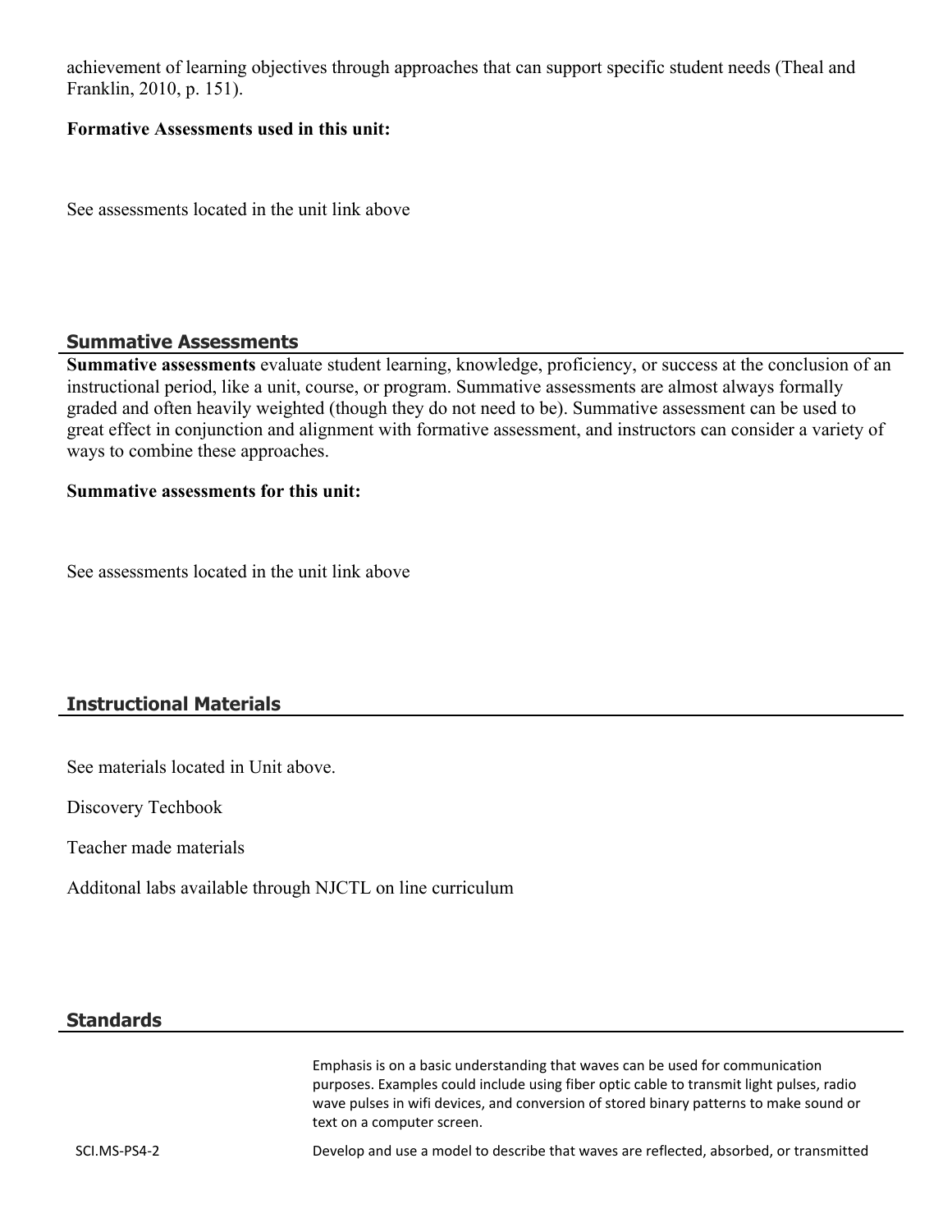achievement of learning objectives through approaches that can support specific student needs (Theal and Franklin, 2010, p. 151).

**Formative Assessments used in this unit:**

See assessments located in the unit link above

## Summative Assessments

**Summative assessments** evaluate student learning, knowledge, proficiency, or success at the conclusion of an instructional period, like a unit, course, or program. Summative assessments are almost always formally graded and often heavily weighted (though they do not need to be). Summative assessment can be used to great effect in conjunction and alignment with formative assessment, and instructors can consider a variety of ways to combine these approaches.

**Summative assessments for this unit:**

See assessments located in the unit link above

## Instructional Materials

See materials located in Unit above.

Discovery Techbook

Teacher made materials

Additonal labs available through NJCTL on line curriculum

## Standards

| | |
|---|---|
| | Emphasis is on a basic understanding that waves can be used for communication purposes. Examples could include using fiber optic cable to transmit light pulses, radio wave pulses in wifi devices, and conversion of stored binary patterns to make sound or text on a computer screen. |
| SCI.MS-PS4-2 | Develop and use a model to describe that waves are reflected, absorbed, or transmitted |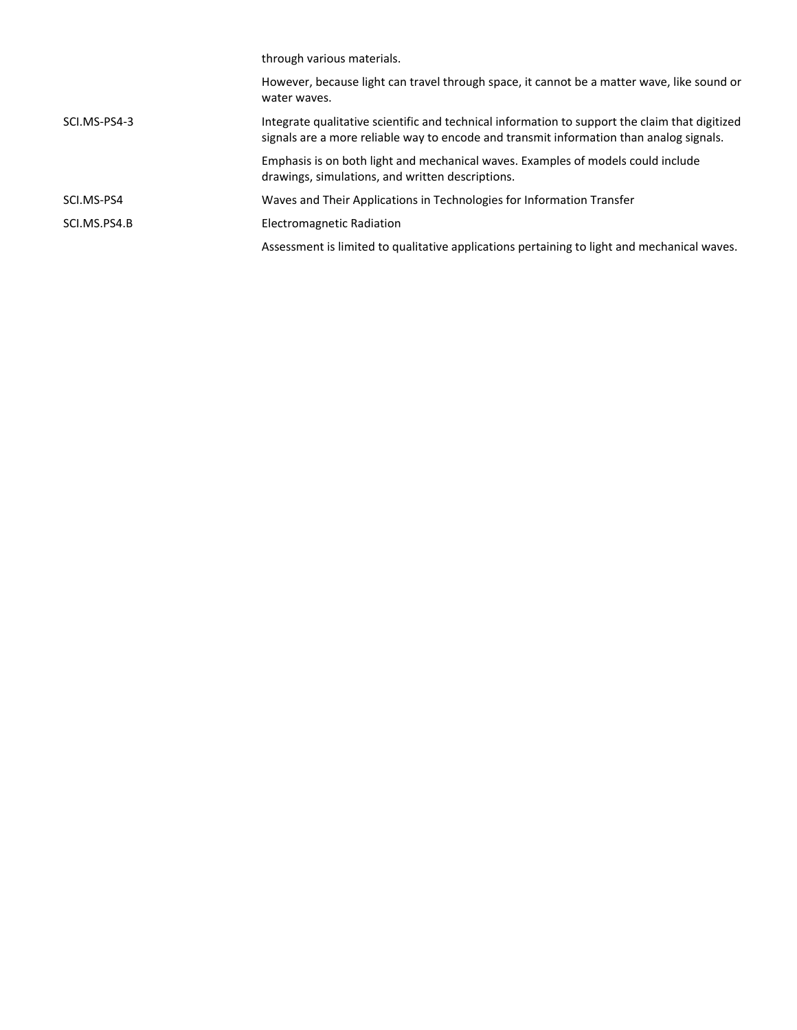| | |
|---|---|
| | through various materials. |
| | However, because light can travel through space, it cannot be a matter wave, like sound or water waves. |
| SCI.MS-PS4-3 | Integrate qualitative scientific and technical information to support the claim that digitized signals are a more reliable way to encode and transmit information than analog signals. |
| | Emphasis is on both light and mechanical waves. Examples of models could include drawings, simulations, and written descriptions. |
| SCI.MS-PS4 | Waves and Their Applications in Technologies for Information Transfer |
| SCI.MS.PS4.B | Electromagnetic Radiation |
| | Assessment is limited to qualitative applications pertaining to light and mechanical waves. |